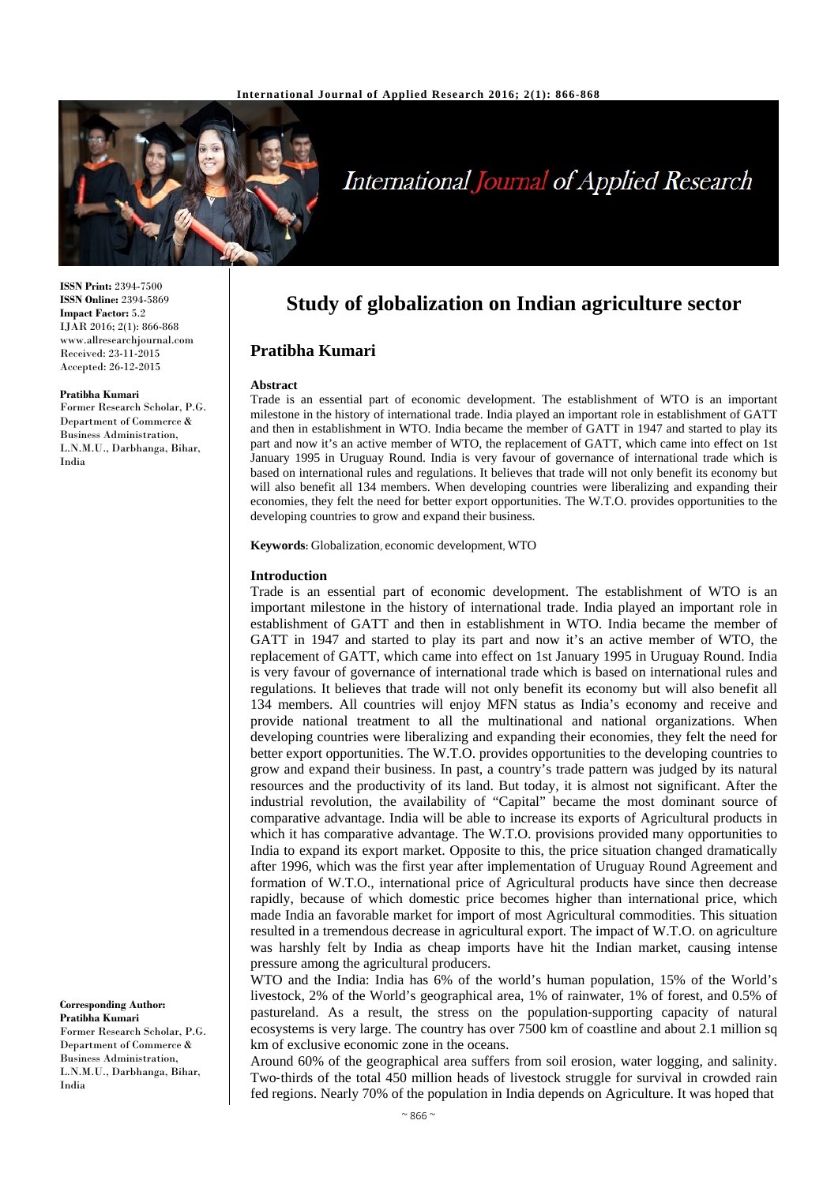# Study of globalization on Indian agriculture sector

## Pratibha Kumari

**ISSN Print:** 2394-7500
**ISSN Online:** 2394-5869
**Impact Factor:** 5.2
IJAR 2016; 2(1): 866-868
www.allresearchjournal.com
Received: 23-11-2015
Accepted: 26-12-2015

**Pratibha Kumari**
Former Research Scholar, P.G. Department of Commerce & Business Administration, L.N.M.U., Darbhanga, Bihar, India

**Corresponding Author:**
**Pratibha Kumari**
Former Research Scholar, P.G. Department of Commerce & Business Administration, L.N.M.U., Darbhanga, Bihar, India

### Abstract

Trade is an essential part of economic development. The establishment of WTO is an important milestone in the history of international trade. India played an important role in establishment of GATT and then in establishment in WTO. India became the member of GATT in 1947 and started to play its part and now it's an active member of WTO, the replacement of GATT, which came into effect on 1st January 1995 in Uruguay Round. India is very favour of governance of international trade which is based on international rules and regulations. It believes that trade will not only benefit its economy but will also benefit all 134 members. When developing countries were liberalizing and expanding their economies, they felt the need for better export opportunities. The W.T.O. provides opportunities to the developing countries to grow and expand their business.

**Keywords:** Globalization, economic development, WTO

### Introduction

Trade is an essential part of economic development. The establishment of WTO is an important milestone in the history of international trade. India played an important role in establishment of GATT and then in establishment in WTO. India became the member of GATT in 1947 and started to play its part and now it's an active member of WTO, the replacement of GATT, which came into effect on 1st January 1995 in Uruguay Round. India is very favour of governance of international trade which is based on international rules and regulations. It believes that trade will not only benefit its economy but will also benefit all 134 members. All countries will enjoy MFN status as India's economy and receive and provide national treatment to all the multinational and national organizations. When developing countries were liberalizing and expanding their economies, they felt the need for better export opportunities. The W.T.O. provides opportunities to the developing countries to grow and expand their business. In past, a country's trade pattern was judged by its natural resources and the productivity of its land. But today, it is almost not significant. After the industrial revolution, the availability of "Capital" became the most dominant source of comparative advantage. India will be able to increase its exports of Agricultural products in which it has comparative advantage. The W.T.O. provisions provided many opportunities to India to expand its export market. Opposite to this, the price situation changed dramatically after 1996, which was the first year after implementation of Uruguay Round Agreement and formation of W.T.O., international price of Agricultural products have since then decrease rapidly, because of which domestic price becomes higher than international price, which made India an favorable market for import of most Agricultural commodities. This situation resulted in a tremendous decrease in agricultural export. The impact of W.T.O. on agriculture was harshly felt by India as cheap imports have hit the Indian market, causing intense pressure among the agricultural producers.

WTO and the India: India has 6% of the world's human population, 15% of the World's livestock, 2% of the World's geographical area, 1% of rainwater, 1% of forest, and 0.5% of pastureland. As a result, the stress on the population-supporting capacity of natural ecosystems is very large. The country has over 7500 km of coastline and about 2.1 million sq km of exclusive economic zone in the oceans.

Around 60% of the geographical area suffers from soil erosion, water logging, and salinity. Two-thirds of the total 450 million heads of livestock struggle for survival in crowded rain fed regions. Nearly 70% of the population in India depends on Agriculture. It was hoped that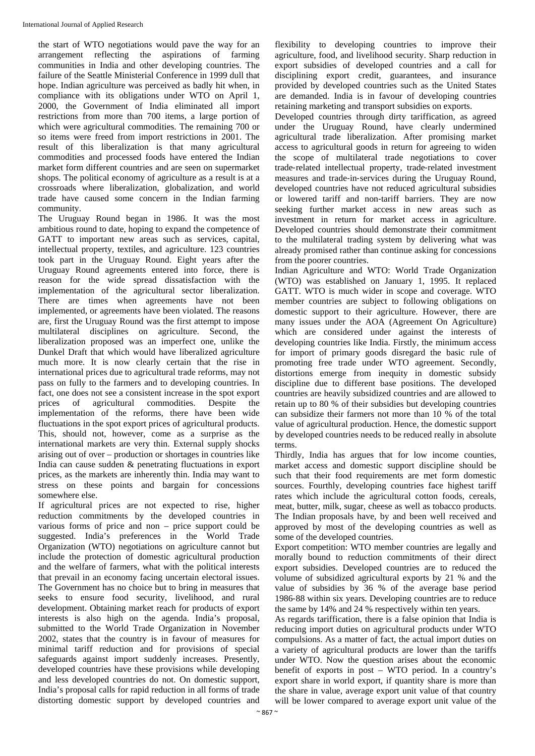the start of WTO negotiations would pave the way for an arrangement reflecting the aspirations of farming communities in India and other developing countries. The failure of the Seattle Ministerial Conference in 1999 dull that hope. Indian agriculture was perceived as badly hit when, in compliance with its obligations under WTO on April 1, 2000, the Government of India eliminated all import restrictions from more than 700 items, a large portion of which were agricultural commodities. The remaining 700 or so items were freed from import restrictions in 2001. The result of this liberalization is that many agricultural commodities and processed foods have entered the Indian market form different countries and are seen on supermarket shops. The political economy of agriculture as a result is at a crossroads where liberalization, globalization, and world trade have caused some concern in the Indian farming community.

The Uruguay Round began in 1986. It was the most ambitious round to date, hoping to expand the competence of GATT to important new areas such as services, capital, intellectual property, textiles, and agriculture. 123 countries took part in the Uruguay Round. Eight years after the Uruguay Round agreements entered into force, there is reason for the wide spread dissatisfaction with the implementation of the agricultural sector liberalization. There are times when agreements have not been implemented, or agreements have been violated. The reasons are, first the Uruguay Round was the first attempt to impose multilateral disciplines on agriculture. Second, the liberalization proposed was an imperfect one, unlike the Dunkel Draft that which would have liberalized agriculture much more. It is now clearly certain that the rise in international prices due to agricultural trade reforms, may not pass on fully to the farmers and to developing countries. In fact, one does not see a consistent increase in the spot export prices of agricultural commodities. Despite the implementation of the reforms, there have been wide fluctuations in the spot export prices of agricultural products. This, should not, however, come as a surprise as the international markets are very thin. External supply shocks arising out of over – production or shortages in countries like India can cause sudden & penetrating fluctuations in export prices, as the markets are inherently thin. India may want to stress on these points and bargain for concessions somewhere else.

If agricultural prices are not expected to rise, higher reduction commitments by the developed countries in various forms of price and non – price support could be suggested. India's preferences in the World Trade Organization (WTO) negotiations on agriculture cannot but include the protection of domestic agricultural production and the welfare of farmers, what with the political interests that prevail in an economy facing uncertain electoral issues. The Government has no choice but to bring in measures that seeks to ensure food security, livelihood, and rural development. Obtaining market reach for products of export interests is also high on the agenda. India's proposal, submitted to the World Trade Organization in November 2002, states that the country is in favour of measures for minimal tariff reduction and for provisions of special safeguards against import suddenly increases. Presently, developed countries have these provisions while developing and less developed countries do not. On domestic support, India's proposal calls for rapid reduction in all forms of trade distorting domestic support by developed countries and flexibility to developing countries to improve their agriculture, food, and livelihood security. Sharp reduction in export subsidies of developed countries and a call for disciplining export credit, guarantees, and insurance provided by developed countries such as the United States are demanded. India is in favour of developing countries retaining marketing and transport subsidies on exports.

Developed countries through dirty tariffication, as agreed under the Uruguay Round, have clearly undermined agricultural trade liberalization. After promising market access to agricultural goods in return for agreeing to widen the scope of multilateral trade negotiations to cover trade-related intellectual property, trade-related investment measures and trade-in-services during the Uruguay Round, developed countries have not reduced agricultural subsidies or lowered tariff and non-tariff barriers. They are now seeking further market access in new areas such as investment in return for market access in agriculture. Developed countries should demonstrate their commitment to the multilateral trading system by delivering what was already promised rather than continue asking for concessions from the poorer countries.

Indian Agriculture and WTO: World Trade Organization (WTO) was established on January 1, 1995. It replaced GATT. WTO is much wider in scope and coverage. WTO member countries are subject to following obligations on domestic support to their agriculture. However, there are many issues under the AOA (Agreement On Agriculture) which are considered under against the interests of developing countries like India. Firstly, the minimum access for import of primary goods disregard the basic rule of promoting free trade under WTO agreement. Secondly, distortions emerge from inequity in domestic subsidy discipline due to different base positions. The developed countries are heavily subsidized countries and are allowed to retain up to 80 % of their subsidies but developing countries can subsidize their farmers not more than 10 % of the total value of agricultural production. Hence, the domestic support by developed countries needs to be reduced really in absolute terms.

Thirdly, India has argues that for low income counties, market access and domestic support discipline should be such that their food requirements are met form domestic sources. Fourthly, developing countries face highest tariff rates which include the agricultural cotton foods, cereals, meat, butter, milk, sugar, cheese as well as tobacco products. The Indian proposals have, by and been well received and approved by most of the developing countries as well as some of the developed countries.

Export competition: WTO member countries are legally and morally bound to reduction commitments of their direct export subsidies. Developed countries are to reduce the volume of subsidized agricultural exports by 21 % and the value of subsidies by 36 % of the average base period 1986-88 within six years. Developing countries are to reduce the same by 14% and 24 % respectively within ten years.

As regards tariffication, there is a false opinion that India is reducing import duties on agricultural products under WTO compulsions. As a matter of fact, the actual import duties on a variety of agricultural products are lower than the tariffs under WTO. Now the question arises about the economic benefit of exports in post – WTO period. In a country's export share in world export, if quantity share is more than the share in value, average export unit value of that country will be lower compared to average export unit value of the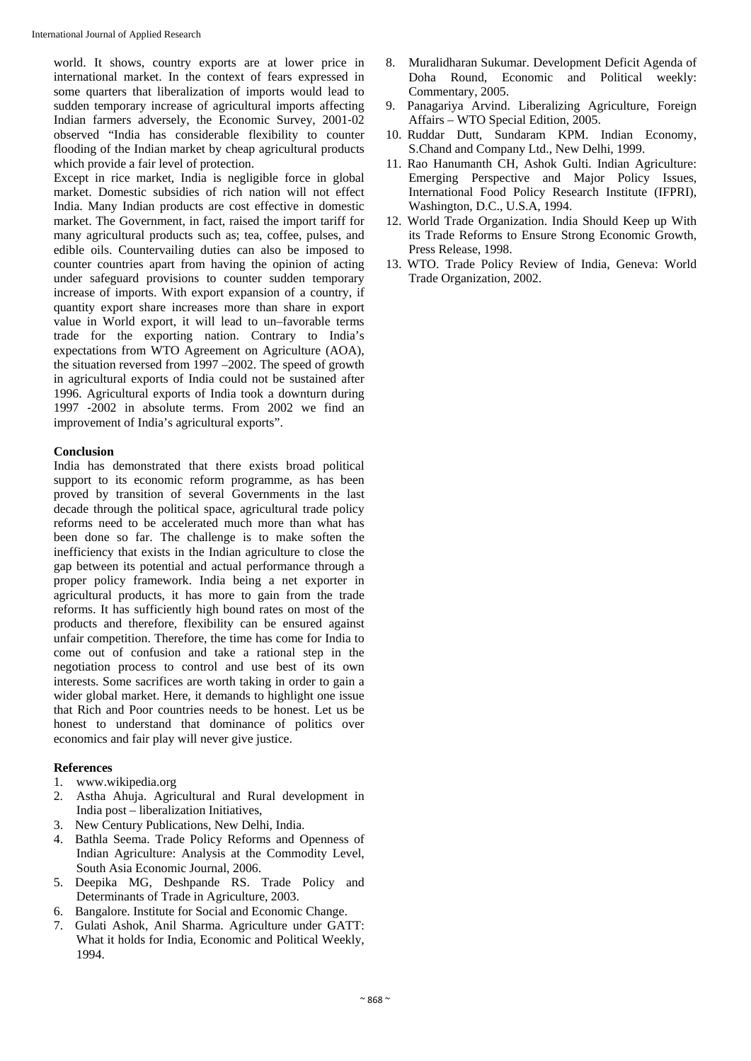world. It shows, country exports are at lower price in international market. In the context of fears expressed in some quarters that liberalization of imports would lead to sudden temporary increase of agricultural imports affecting Indian farmers adversely, the Economic Survey, 2001-02 observed "India has considerable flexibility to counter flooding of the Indian market by cheap agricultural products which provide a fair level of protection.

Except in rice market, India is negligible force in global market. Domestic subsidies of rich nation will not effect India. Many Indian products are cost effective in domestic market. The Government, in fact, raised the import tariff for many agricultural products such as; tea, coffee, pulses, and edible oils. Countervailing duties can also be imposed to counter countries apart from having the opinion of acting under safeguard provisions to counter sudden temporary increase of imports. With export expansion of a country, if quantity export share increases more than share in export value in World export, it will lead to un–favorable terms trade for the exporting nation. Contrary to India's expectations from WTO Agreement on Agriculture (AOA), the situation reversed from 1997 –2002. The speed of growth in agricultural exports of India could not be sustained after 1996. Agricultural exports of India took a downturn during 1997 -2002 in absolute terms. From 2002 we find an improvement of India's agricultural exports".

## Conclusion

India has demonstrated that there exists broad political support to its economic reform programme, as has been proved by transition of several Governments in the last decade through the political space, agricultural trade policy reforms need to be accelerated much more than what has been done so far. The challenge is to make soften the inefficiency that exists in the Indian agriculture to close the gap between its potential and actual performance through a proper policy framework. India being a net exporter in agricultural products, it has more to gain from the trade reforms. It has sufficiently high bound rates on most of the products and therefore, flexibility can be ensured against unfair competition. Therefore, the time has come for India to come out of confusion and take a rational step in the negotiation process to control and use best of its own interests. Some sacrifices are worth taking in order to gain a wider global market. Here, it demands to highlight one issue that Rich and Poor countries needs to be honest. Let us be honest to understand that dominance of politics over economics and fair play will never give justice.

## References

1. www.wikipedia.org
2. Astha Ahuja. Agricultural and Rural development in India post – liberalization Initiatives,
3. New Century Publications, New Delhi, India.
4. Bathla Seema. Trade Policy Reforms and Openness of Indian Agriculture: Analysis at the Commodity Level, South Asia Economic Journal, 2006.
5. Deepika MG, Deshpande RS. Trade Policy and Determinants of Trade in Agriculture, 2003.
6. Bangalore. Institute for Social and Economic Change.
7. Gulati Ashok, Anil Sharma. Agriculture under GATT: What it holds for India, Economic and Political Weekly, 1994.
8. Muralidharan Sukumar. Development Deficit Agenda of Doha Round, Economic and Political weekly: Commentary, 2005.
9. Panagariya Arvind. Liberalizing Agriculture, Foreign Affairs – WTO Special Edition, 2005.
10. Ruddar Dutt, Sundaram KPM. Indian Economy, S.Chand and Company Ltd., New Delhi, 1999.
11. Rao Hanumanth CH, Ashok Gulti. Indian Agriculture: Emerging Perspective and Major Policy Issues, International Food Policy Research Institute (IFPRI), Washington, D.C., U.S.A, 1994.
12. World Trade Organization. India Should Keep up With its Trade Reforms to Ensure Strong Economic Growth, Press Release, 1998.
13. WTO. Trade Policy Review of India, Geneva: World Trade Organization, 2002.